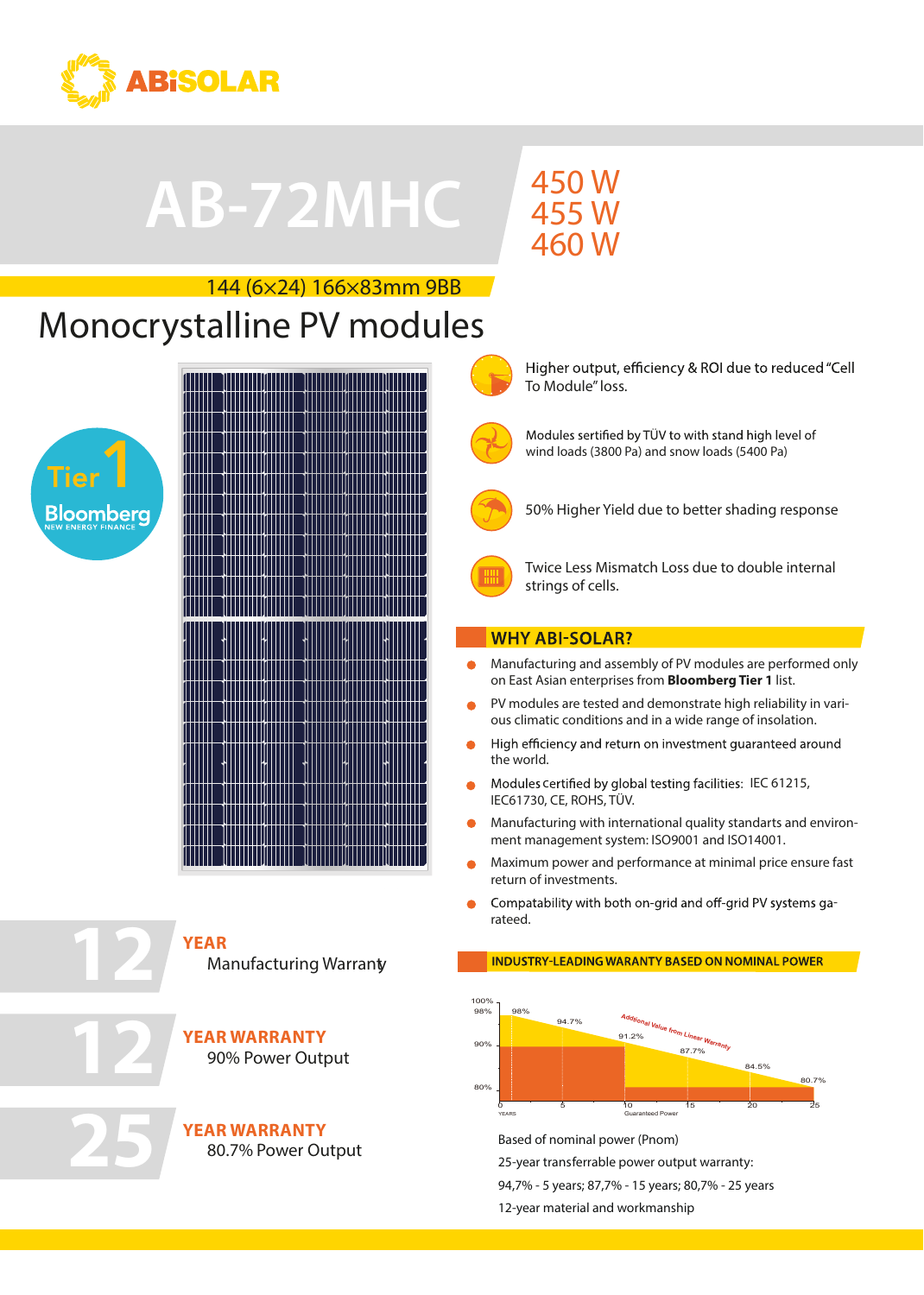ABiSOLAR

# AB-72MHC

450 W
455 W
460 W

144 (6×24) 166×83mm 9BB

## Monocrystalline PV modules

Tier 1 Bloomberg NEW ENERGY FINANCE

- Higher output, efficiency & ROI due to reduced "Cell To Module" loss.
- Modules sertified by TÜV to with stand high level of wind loads (3800 Pa) and snow loads (5400 Pa)
- 50% Higher Yield due to better shading response
- Twice Less Mismatch Loss due to double internal strings of cells.

### WHY ABI-SOLAR?

- Manufacturing and assembly of PV modules are performed only on East Asian enterprises from **Bloomberg Tier 1** list.
- PV modules are tested and demonstrate high reliability in various climatic conditions and in a wide range of insolation.
- High efficiency and return on investment guaranteed around the world.
- Modules certified by global testing facilities: IEC 61215, IEC61730, CE, ROHS, TÜV.
- Manufacturing with international quality standarts and environment management system: ISO9001 and ISO14001.
- Maximum power and performance at minimal price ensure fast return of investments.
- Compatability with both on-grid and off-grid PV systems garateed.

**12 YEAR** Manufacturing Warranty

**12 YEAR WARRANTY** 90% Power Output

**25 YEAR WARRANTY** 80.7% Power Output

### INDUSTRY-LEADING WARANTY BASED ON NOMINAL POWER

100%, 98%, 90%, 80% — 98%, 94.7%, 91.2%, 87.7%, 84.5%, 80.7% — Additional Value from Linear Warranty — YEARS 0, 5, 10, 15, 20, 25 — Guaranteed Power

Based of nominal power (Pnom)

25-year transferrable power output warranty:

94,7% - 5 years; 87,7% - 15 years; 80,7% - 25 years

12-year material and workmanship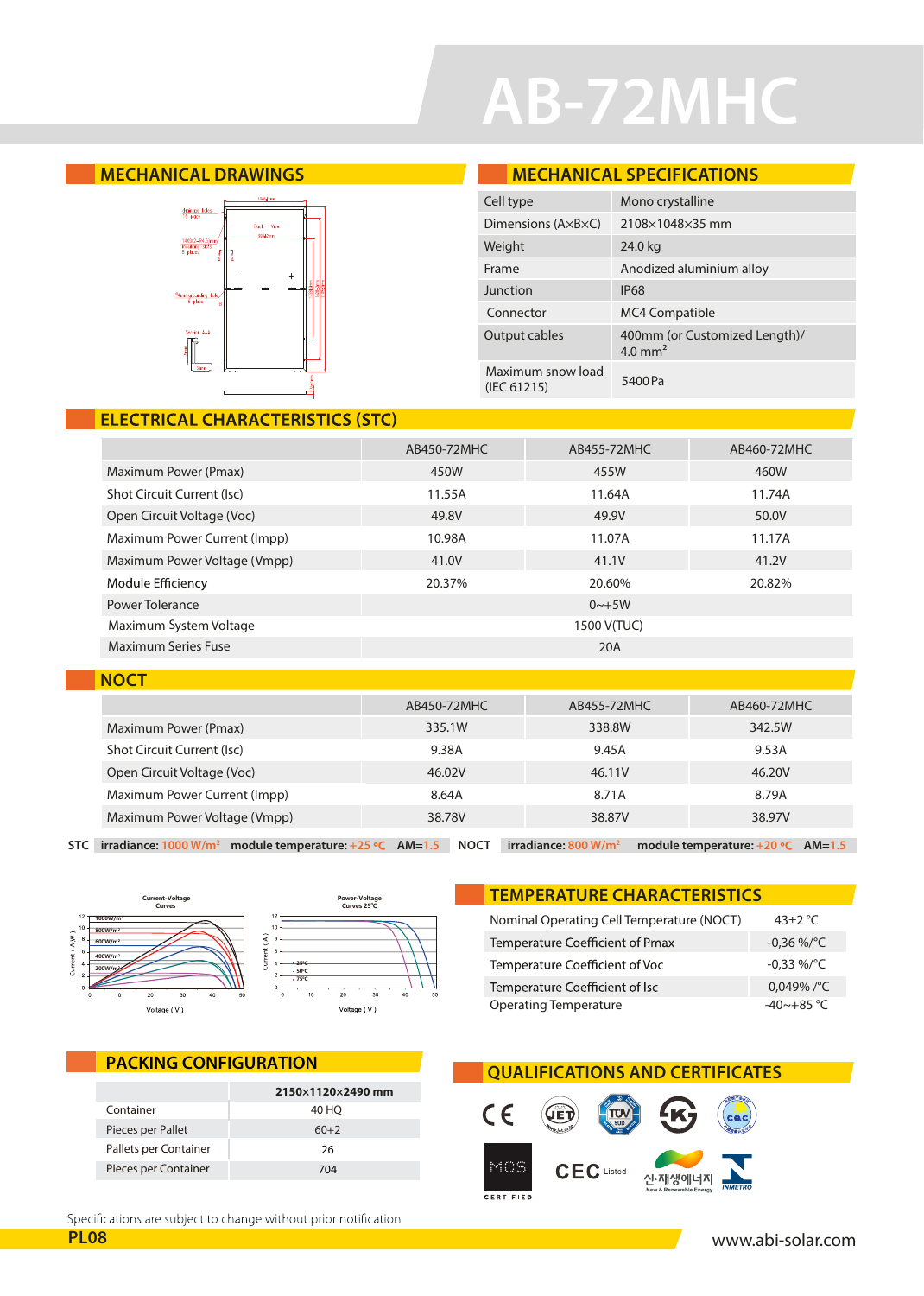# AB-72MHC

## MECHANICAL DRAWINGS

## MECHANICAL SPECIFICATIONS

| | |
|---|---|
| Cell type | Mono crystalline |
| Dimensions (A×B×C) | 2108×1048×35 mm |
| Weight | 24.0 kg |
| Frame | Anodized aluminium alloy |
| Junction | IP68 |
| Connector | MC4 Compatible |
| Output cables | 400mm (or Customized Length)/ 4.0 mm² |
| Maximum snow load (IEC 61215) | 5400 Pa |

## ELECTRICAL CHARACTERISTICS (STC)

| | AB450-72MHC | AB455-72MHC | AB460-72MHC |
|---|---|---|---|
| Maximum Power (Pmax) | 450W | 455W | 460W |
| Shot Circuit Current (Isc) | 11.55A | 11.64A | 11.74A |
| Open Circuit Voltage (Voc) | 49.8V | 49.9V | 50.0V |
| Maximum Power Current (Impp) | 10.98A | 11.07A | 11.17A |
| Maximum Power Voltage (Vmpp) | 41.0V | 41.1V | 41.2V |
| Module Efficiency | 20.37% | 20.60% | 20.82% |
| Power Tolerance | 0~+5W | | |
| Maximum System Voltage | 1500 V(TUC) | | |
| Maximum Series Fuse | 20A | | |

## NOCT

| | AB450-72MHC | AB455-72MHC | AB460-72MHC |
|---|---|---|---|
| Maximum Power (Pmax) | 335.1W | 338.8W | 342.5W |
| Shot Circuit Current (Isc) | 9.38A | 9.45A | 9.53A |
| Open Circuit Voltage (Voc) | 46.02V | 46.11V | 46.20V |
| Maximum Power Current (Impp) | 8.64A | 8.71A | 8.79A |
| Maximum Power Voltage (Vmpp) | 38.78V | 38.87V | 38.97V |

**STC** irradiance: 1000 W/m² module temperature: +25 °C AM=1.5 **NOCT** irradiance: 800 W/m² module temperature: +20 °C AM=1.5

Current-Voltage Curves

1000W/m²
800W/m²
600W/m²
400W/m²
200W/m²

Current ( A/W )

Voltage ( V )

Power-Voltage Curves 25°C

25°C
50°C
75°C

Current ( A )

Votage ( V )

## TEMPERATURE CHARACTERISTICS

| | |
|---|---|
| Nominal Operating Cell Temperature (NOCT) | 43±2 °C |
| Temperature Coefficient of Pmax | -0,36 %/°C |
| Temperature Coefficient of Voc | -0,33 %/°C |
| Temperature Coefficient of Isc | 0,049% /°C |
| Operating Temperature | -40~+85 °C |

## PACKING CONFIGURATION

| | 2150×1120×2490 mm |
|---|---|
| Container | 40 HQ |
| Pieces per Pallet | 60+2 |
| Pallets per Container | 26 |
| Pieces per Container | 704 |

## QUALIFICATIONS AND CERTIFICATES

CE JET TÜV KS CQC MCS CERTIFIED CEC Listed 신·재생에너지 New & Renewable Energy INMETRO

Specifications are subject to change without prior notification

PL08

www.abi-solar.com